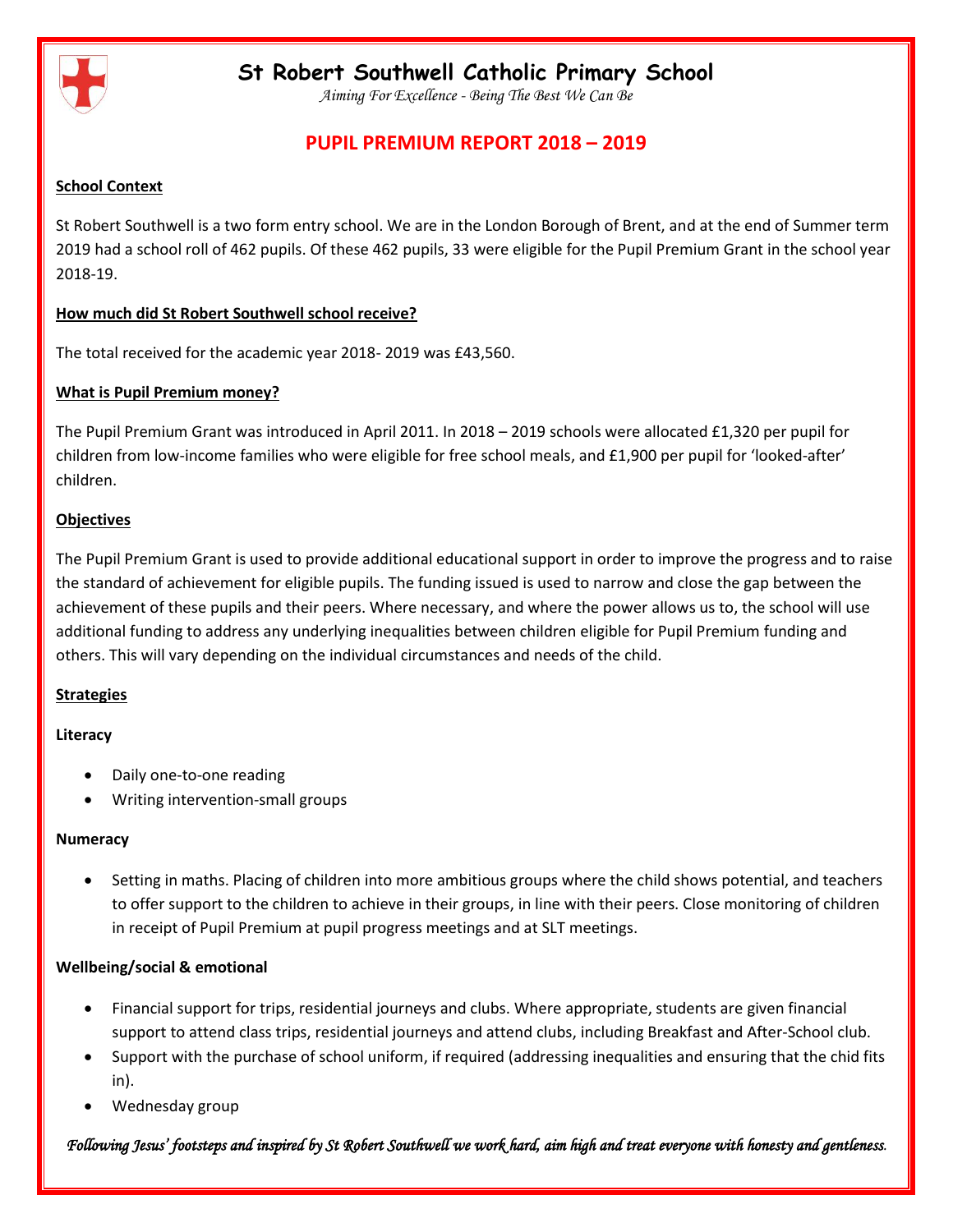# St Robert Southwell Catholic Primary School

*Aiming For Excellence - Being The Best We Can Be*

## PUPIL PREMIUM REPORT 2018 – 2019

### School Context

St Robert Southwell is a two form entry school. We are in the London Borough of Brent, and at the end of Summer term 2019 had a school roll of 462 pupils. Of these 462 pupils, 33 were eligible for the Pupil Premium Grant in the school year 2018-19.

### How much did St Robert Southwell school receive?

The total received for the academic year 2018- 2019 was £43,560.

### What is Pupil Premium money?

The Pupil Premium Grant was introduced in April 2011. In 2018 – 2019 schools were allocated £1,320 per pupil for children from low-income families who were eligible for free school meals, and £1,900 per pupil for 'looked-after' children.

### Objectives

The Pupil Premium Grant is used to provide additional educational support in order to improve the progress and to raise the standard of achievement for eligible pupils. The funding issued is used to narrow and close the gap between the achievement of these pupils and their peers. Where necessary, and where the power allows us to, the school will use additional funding to address any underlying inequalities between children eligible for Pupil Premium funding and others. This will vary depending on the individual circumstances and needs of the child.

### Strategies

**Literacy**

- Daily one-to-one reading
- Writing intervention-small groups

**Numeracy**

- Setting in maths. Placing of children into more ambitious groups where the child shows potential, and teachers to offer support to the children to achieve in their groups, in line with their peers. Close monitoring of children in receipt of Pupil Premium at pupil progress meetings and at SLT meetings.

**Wellbeing/social & emotional**

- Financial support for trips, residential journeys and clubs. Where appropriate, students are given financial support to attend class trips, residential journeys and attend clubs, including Breakfast and After-School club.
- Support with the purchase of school uniform, if required (addressing inequalities and ensuring that the chid fits in).
- Wednesday group

*Following Jesus' footsteps and inspired by St Robert Southwell we work hard, aim high and treat everyone with honesty and gentleness.*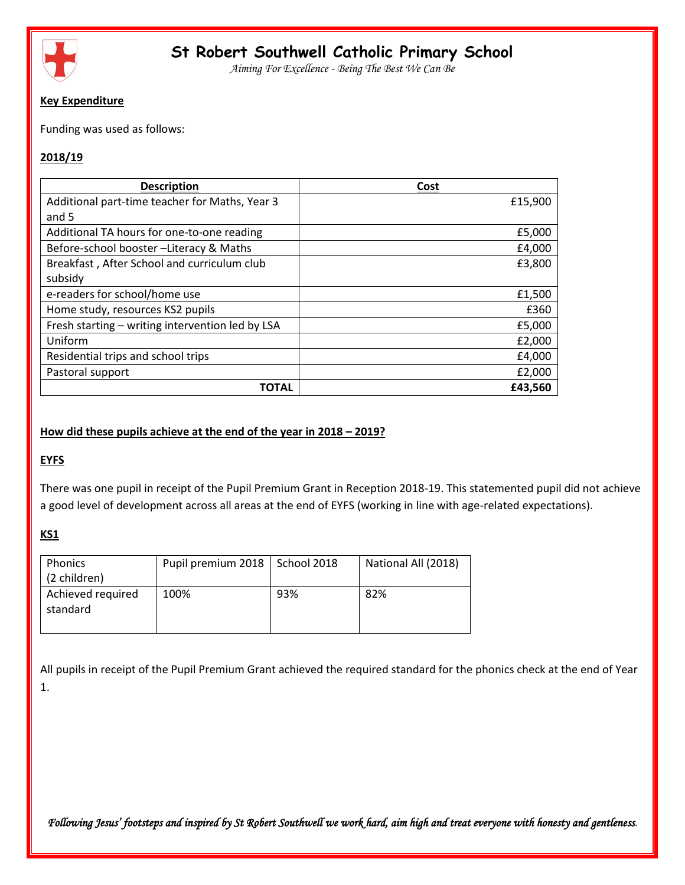**Key Expenditure**

Funding was used as follows:

**2018/19**

| Description | Cost |
|---|---|
| Additional part-time teacher for Maths, Year 3 and 5 | £15,900 |
| Additional TA hours for one-to-one reading | £5,000 |
| Before-school booster –Literacy & Maths | £4,000 |
| Breakfast , After School and curriculum club subsidy | £3,800 |
| e-readers for school/home use | £1,500 |
| Home study, resources KS2 pupils | £360 |
| Fresh starting – writing intervention led by LSA | £5,000 |
| Uniform | £2,000 |
| Residential trips and school trips | £4,000 |
| Pastoral support | £2,000 |
| **TOTAL** | **£43,560** |

**How did these pupils achieve at the end of the year in 2018 – 2019?**

**EYFS**

There was one pupil in receipt of the Pupil Premium Grant in Reception 2018-19. This statemented pupil did not achieve a good level of development across all areas at the end of EYFS (working in line with age-related expectations).

**KS1**

| Phonics (2 children) | Pupil premium 2018 | School 2018 | National All (2018) |
|---|---|---|---|
| Achieved required standard | 100% | 93% | 82% |

All pupils in receipt of the Pupil Premium Grant achieved the required standard for the phonics check at the end of Year 1.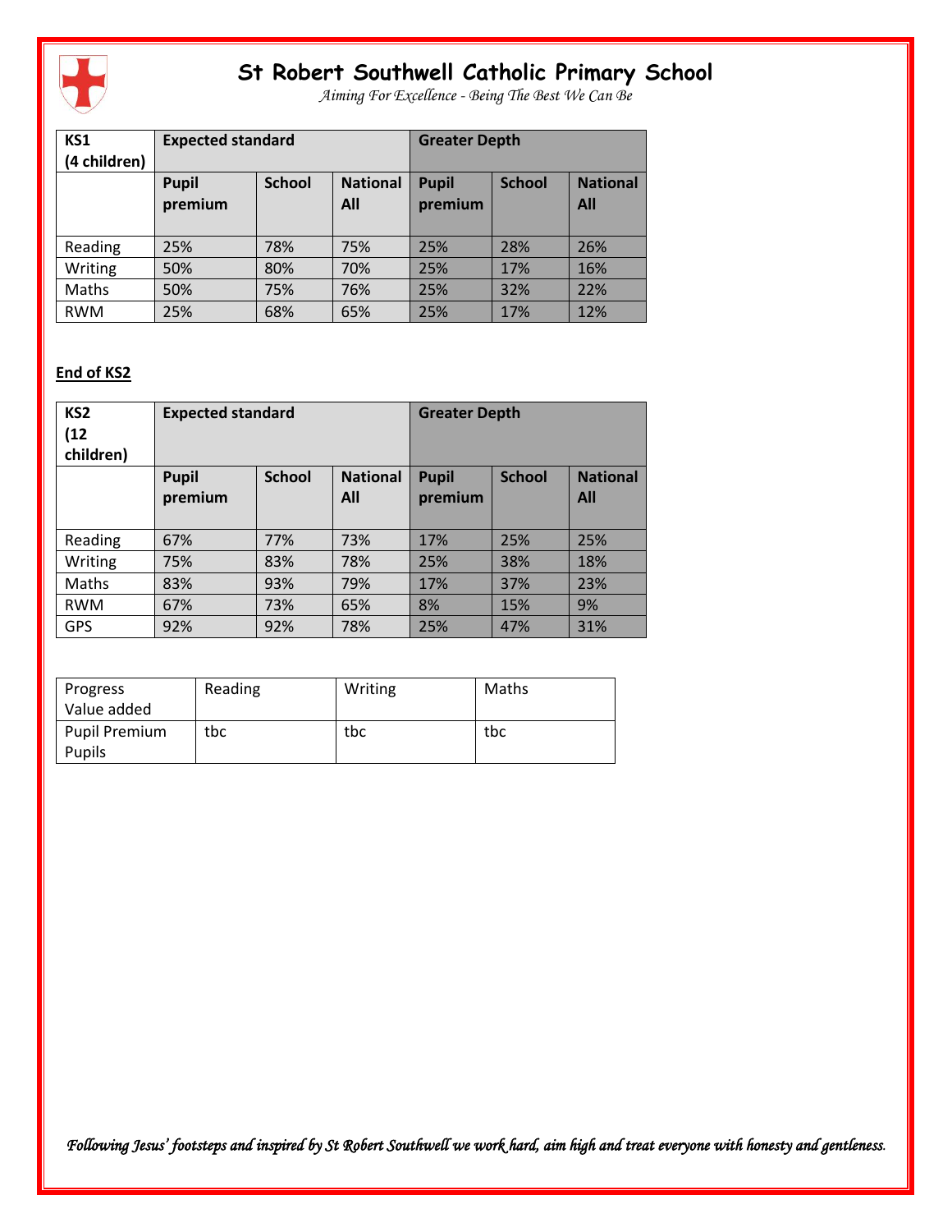# St Robert Southwell Catholic Primary School

*Aiming For Excellence - Being The Best We Can Be*

| KS1 (4 children) | Expected standard | | | Greater Depth | | |
|---|---|---|---|---|---|---|
| | Pupil premium | School | National All | Pupil premium | School | National All |
| Reading | 25% | 78% | 75% | 25% | 28% | 26% |
| Writing | 50% | 80% | 70% | 25% | 17% | 16% |
| Maths | 50% | 75% | 76% | 25% | 32% | 22% |
| RWM | 25% | 68% | 65% | 25% | 17% | 12% |

**End of KS2**

| KS2 (12 children) | Expected standard | | | Greater Depth | | |
|---|---|---|---|---|---|---|
| | Pupil premium | School | National All | Pupil premium | School | National All |
| Reading | 67% | 77% | 73% | 17% | 25% | 25% |
| Writing | 75% | 83% | 78% | 25% | 38% | 18% |
| Maths | 83% | 93% | 79% | 17% | 37% | 23% |
| RWM | 67% | 73% | 65% | 8% | 15% | 9% |
| GPS | 92% | 92% | 78% | 25% | 47% | 31% |

| Progress Value added | Reading | Writing | Maths |
|---|---|---|---|
| Pupil Premium Pupils | tbc | tbc | tbc |

*Following Jesus' footsteps and inspired by St Robert Southwell we work hard, aim high and treat everyone with honesty and gentleness.*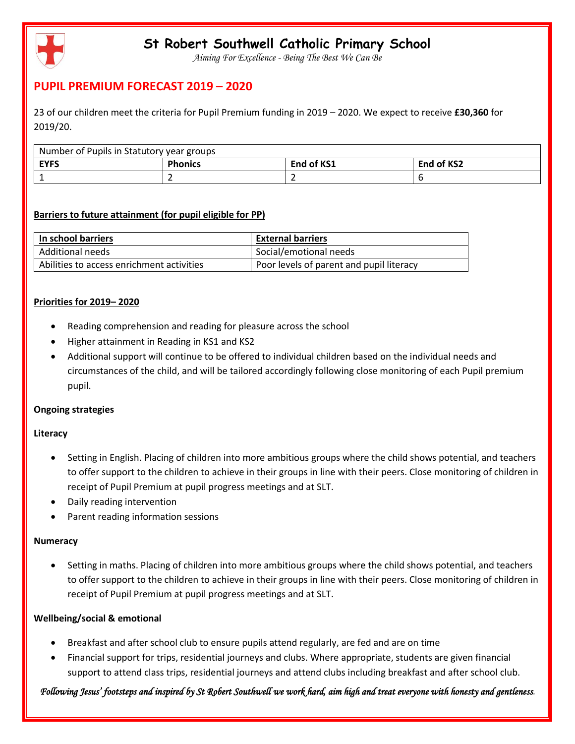# St Robert Southwell Catholic Primary School

*Aiming For Excellence - Being The Best We Can Be*

## PUPIL PREMIUM FORECAST 2019 – 2020

23 of our children meet the criteria for Pupil Premium funding in 2019 – 2020. We expect to receive **£30,360** for 2019/20.

| Number of Pupils in Statutory year groups | | | |
|---|---|---|---|
| **EYFS** | **Phonics** | **End of KS1** | **End of KS2** |
| 1 | 2 | 2 | 6 |

**Barriers to future attainment (for pupil eligible for PP)**

| In school barriers | External barriers |
|---|---|
| Additional needs | Social/emotional needs |
| Abilities to access enrichment activities | Poor levels of parent and pupil literacy |

**Priorities for 2019– 2020**

- Reading comprehension and reading for pleasure across the school
- Higher attainment in Reading in KS1 and KS2
- Additional support will continue to be offered to individual children based on the individual needs and circumstances of the child, and will be tailored accordingly following close monitoring of each Pupil premium pupil.

**Ongoing strategies**

**Literacy**

- Setting in English. Placing of children into more ambitious groups where the child shows potential, and teachers to offer support to the children to achieve in their groups in line with their peers. Close monitoring of children in receipt of Pupil Premium at pupil progress meetings and at SLT.
- Daily reading intervention
- Parent reading information sessions

**Numeracy**

- Setting in maths. Placing of children into more ambitious groups where the child shows potential, and teachers to offer support to the children to achieve in their groups in line with their peers. Close monitoring of children in receipt of Pupil Premium at pupil progress meetings and at SLT.

**Wellbeing/social & emotional**

- Breakfast and after school club to ensure pupils attend regularly, are fed and are on time
- Financial support for trips, residential journeys and clubs. Where appropriate, students are given financial support to attend class trips, residential journeys and attend clubs including breakfast and after school club.

*Following Jesus' footsteps and inspired by St Robert Southwell we work hard, aim high and treat everyone with honesty and gentleness.*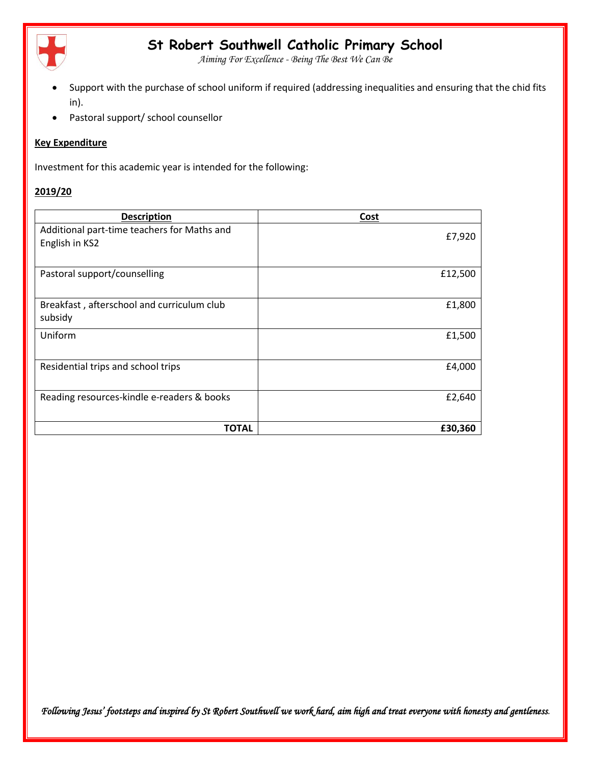- Support with the purchase of school uniform if required (addressing inequalities and ensuring that the chid fits in).
- Pastoral support/ school counsellor

**Key Expenditure**

Investment for this academic year is intended for the following:

**2019/20**

| Description | Cost |
|---|---|
| Additional part-time teachers for Maths and English in KS2 | £7,920 |
| Pastoral support/counselling | £12,500 |
| Breakfast , afterschool and curriculum club subsidy | £1,800 |
| Uniform | £1,500 |
| Residential trips and school trips | £4,000 |
| Reading resources-kindle e-readers & books | £2,640 |
| **TOTAL** | **£30,360** |